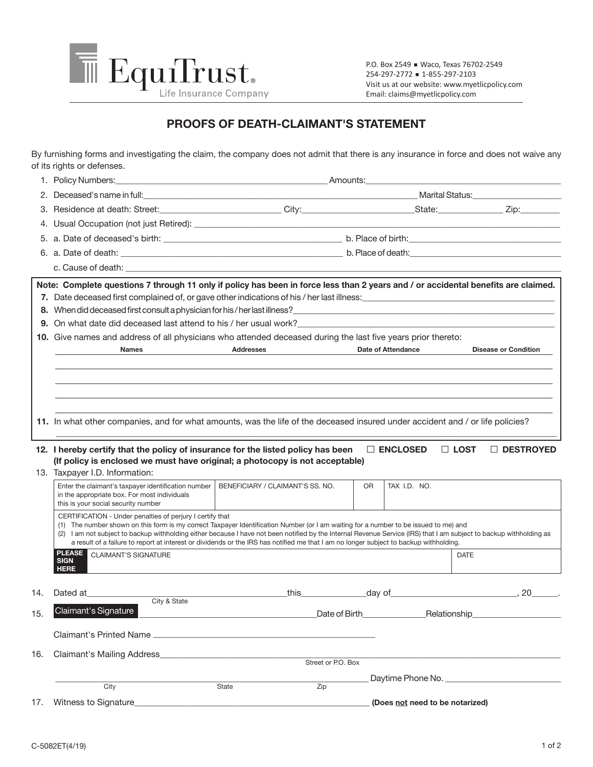EquiTrust® Life Insurance Company

P.O. Box 2549 ■ Waco, Texas 76702-2549
254-297-2772 ■ 1-855-297-2103
Visit us at our website: www.myetlicpolicy.com
Email: claims@myetlicpolicy.com

# PROOFS OF DEATH-CLAIMANT'S STATEMENT

By furnishing forms and investigating the claim, the company does not admit that there is any insurance in force and does not waive any of its rights or defenses.

1. Policy Numbers:______________________ Amounts:______________________
2. Deceased's name in full:______________________ Marital Status:______________________
3. Residence at death: Street:______________________ City:______________________ State:__________ Zip:__________
4. Usual Occupation (not just Retired): ______________________
5. a. Date of deceased's birth: ______________________ b. Place of birth:______________________
6. a. Date of death: ______________________ b. Place of death:______________________
   c. Cause of death: ______________________

**Note: Complete questions 7 through 11 only if policy has been in force less than 2 years and / or accidental benefits are claimed.**

7. Date deceased first complained of, or gave other indications of his / her last illness:______________________
8. When did deceased first consult a physician for his / her last illness?______________________
9. On what date did deceased last attend to his / her usual work?______________________
10. Give names and address of all physicians who attended deceased during the last five years prior thereto:

| Names | Addresses | Date of Attendance | Disease or Condition |
|---|---|---|---|
| | | | |
| | | | |
| | | | |
| | | | |

11. In what other companies, and for what amounts, was the life of the deceased insured under accident and / or life policies?
______________________

12. **I hereby certify that the policy of insurance for the listed policy has been ☐ ENCLOSED ☐ LOST ☐ DESTROYED**
**(If policy is enclosed we must have original; a photocopy is not acceptable)**

13. Taxpayer I.D. Information:

| Enter the claimant's taxpayer identification number in the appropriate box. For most individuals this is your social security number | BENEFICIARY / CLAIMANT'S SS. NO. | OR | TAX I.D. NO. |
|---|---|---|---|

CERTIFICATION - Under penalties of perjury I certify that
(1) The number shown on this form is my correct Taxpayer Identification Number (or I am waiting for a number to be issued to me) and
(2) I am not subject to backup withholding either because I have not been notified by the Internal Revenue Service (IRS) that I am subject to backup withholding as a result of a failure to report at interest or dividends or the IRS has notified me that I am no longer subject to backup withholding.

| PLEASE SIGN HERE | CLAIMANT'S SIGNATURE | DATE |
|---|---|---|

14. Dated at______________________ (City & State) this__________ day of______________________, 20_____.
15. Claimant's Signature ______________________ Date of Birth__________ Relationship______________________

    Claimant's Printed Name ______________________

16. Claimant's Mailing Address______________________ (Street or P.O. Box)

    ______________________ (City) ______________________ (State) ______________________ (Zip) Daytime Phone No. ______________________

17. Witness to Signature______________________ **(Does not need to be notarized)**

C-5082ET(4/19)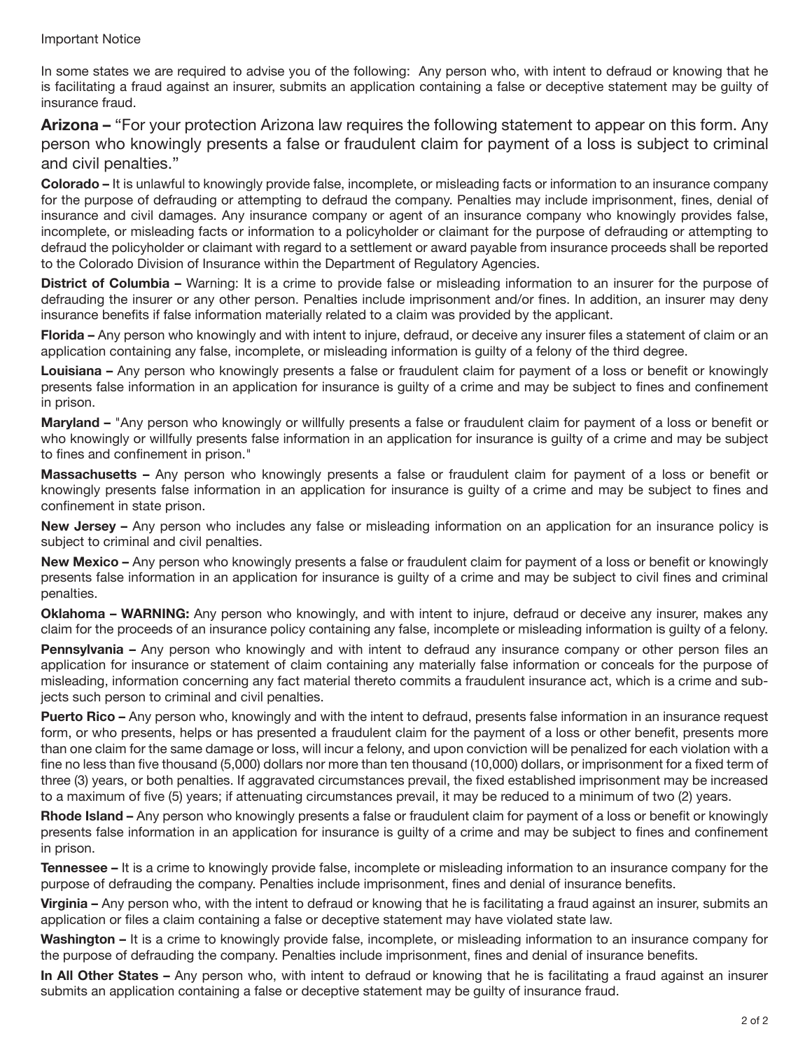Important Notice

In some states we are required to advise you of the following: Any person who, with intent to defraud or knowing that he is facilitating a fraud against an insurer, submits an application containing a false or deceptive statement may be guilty of insurance fraud.

**Arizona –** "For your protection Arizona law requires the following statement to appear on this form. Any person who knowingly presents a false or fraudulent claim for payment of a loss is subject to criminal and civil penalties."

**Colorado –** It is unlawful to knowingly provide false, incomplete, or misleading facts or information to an insurance company for the purpose of defrauding or attempting to defraud the company. Penalties may include imprisonment, fines, denial of insurance and civil damages. Any insurance company or agent of an insurance company who knowingly provides false, incomplete, or misleading facts or information to a policyholder or claimant for the purpose of defrauding or attempting to defraud the policyholder or claimant with regard to a settlement or award payable from insurance proceeds shall be reported to the Colorado Division of Insurance within the Department of Regulatory Agencies.

**District of Columbia –** Warning: It is a crime to provide false or misleading information to an insurer for the purpose of defrauding the insurer or any other person. Penalties include imprisonment and/or fines. In addition, an insurer may deny insurance benefits if false information materially related to a claim was provided by the applicant.

**Florida –** Any person who knowingly and with intent to injure, defraud, or deceive any insurer files a statement of claim or an application containing any false, incomplete, or misleading information is guilty of a felony of the third degree.

**Louisiana –** Any person who knowingly presents a false or fraudulent claim for payment of a loss or benefit or knowingly presents false information in an application for insurance is guilty of a crime and may be subject to fines and confinement in prison.

**Maryland –** "Any person who knowingly or willfully presents a false or fraudulent claim for payment of a loss or benefit or who knowingly or willfully presents false information in an application for insurance is guilty of a crime and may be subject to fines and confinement in prison."

**Massachusetts –** Any person who knowingly presents a false or fraudulent claim for payment of a loss or benefit or knowingly presents false information in an application for insurance is guilty of a crime and may be subject to fines and confinement in state prison.

**New Jersey –** Any person who includes any false or misleading information on an application for an insurance policy is subject to criminal and civil penalties.

**New Mexico –** Any person who knowingly presents a false or fraudulent claim for payment of a loss or benefit or knowingly presents false information in an application for insurance is guilty of a crime and may be subject to civil fines and criminal penalties.

**Oklahoma – WARNING:** Any person who knowingly, and with intent to injure, defraud or deceive any insurer, makes any claim for the proceeds of an insurance policy containing any false, incomplete or misleading information is guilty of a felony.

**Pennsylvania –** Any person who knowingly and with intent to defraud any insurance company or other person files an application for insurance or statement of claim containing any materially false information or conceals for the purpose of misleading, information concerning any fact material thereto commits a fraudulent insurance act, which is a crime and subjects such person to criminal and civil penalties.

**Puerto Rico –** Any person who, knowingly and with the intent to defraud, presents false information in an insurance request form, or who presents, helps or has presented a fraudulent claim for the payment of a loss or other benefit, presents more than one claim for the same damage or loss, will incur a felony, and upon conviction will be penalized for each violation with a fine no less than five thousand (5,000) dollars nor more than ten thousand (10,000) dollars, or imprisonment for a fixed term of three (3) years, or both penalties. If aggravated circumstances prevail, the fixed established imprisonment may be increased to a maximum of five (5) years; if attenuating circumstances prevail, it may be reduced to a minimum of two (2) years.

**Rhode Island –** Any person who knowingly presents a false or fraudulent claim for payment of a loss or benefit or knowingly presents false information in an application for insurance is guilty of a crime and may be subject to fines and confinement in prison.

**Tennessee –** It is a crime to knowingly provide false, incomplete or misleading information to an insurance company for the purpose of defrauding the company. Penalties include imprisonment, fines and denial of insurance benefits.

**Virginia –** Any person who, with the intent to defraud or knowing that he is facilitating a fraud against an insurer, submits an application or files a claim containing a false or deceptive statement may have violated state law.

**Washington –** It is a crime to knowingly provide false, incomplete, or misleading information to an insurance company for the purpose of defrauding the company. Penalties include imprisonment, fines and denial of insurance benefits.

**In All Other States –** Any person who, with intent to defraud or knowing that he is facilitating a fraud against an insurer submits an application containing a false or deceptive statement may be guilty of insurance fraud.